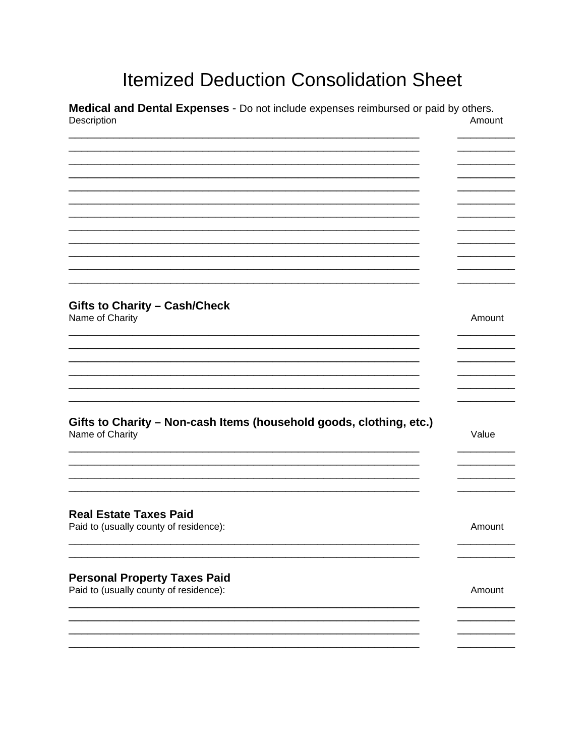# Itemized Deduction Consolidation Sheet

**Medical and Dental Expenses** - Do not include expenses reimbursed or paid by others.

| Description | Amount |
| --- | --- |
| | |
| | |
| | |
| | |
| | |
| | |
| | |
| | |
| | |
| | |
| | |
| | |

**Gifts to Charity – Cash/Check**

| Name of Charity | Amount |
| --- | --- |
| | |
| | |
| | |
| | |
| | |
| | |

**Gifts to Charity – Non-cash Items (household goods, clothing, etc.)**

| Name of Charity | Value |
| --- | --- |
| | |
| | |
| | |
| | |

**Real Estate Taxes Paid**

| Paid to (usually county of residence): | Amount |
| --- | --- |
| | |
| | |

**Personal Property Taxes Paid**

| Paid to (usually county of residence): | Amount |
| --- | --- |
| | |
| | |
| | |
| | |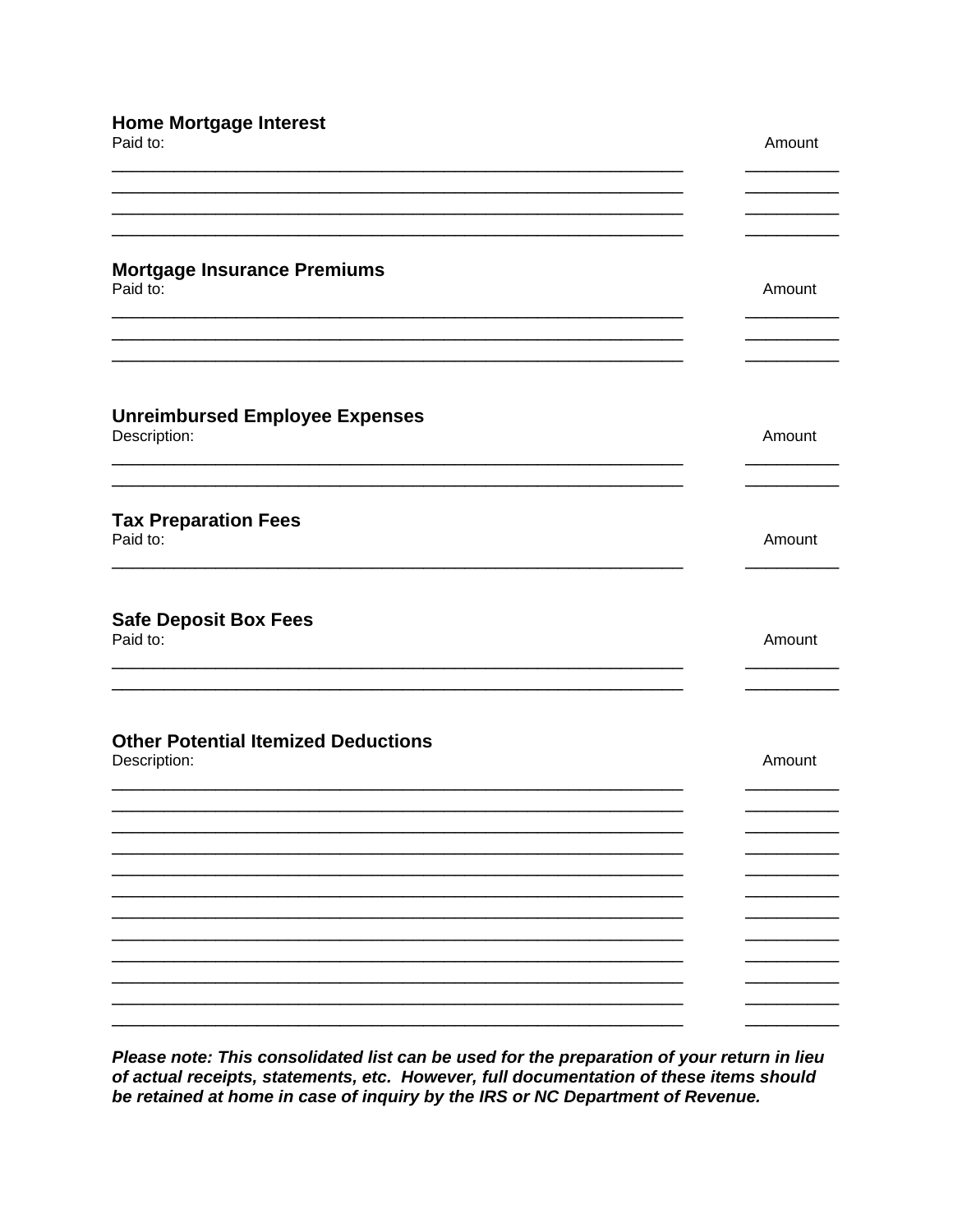**Home Mortgage Interest**

| Paid to: | Amount |
|---|---|
| | |
| | |
| | |
| | |

**Mortgage Insurance Premiums**

| Paid to: | Amount |
|---|---|
| | |
| | |
| | |

**Unreimbursed Employee Expenses**

| Description: | Amount |
|---|---|
| | |
| | |

**Tax Preparation Fees**

| Paid to: | Amount |
|---|---|
| | |

**Safe Deposit Box Fees**

| Paid to: | Amount |
|---|---|
| | |
| | |

**Other Potential Itemized Deductions**

| Description: | Amount |
|---|---|
| | |
| | |
| | |
| | |
| | |
| | |
| | |
| | |
| | |
| | |
| | |
| | |

***Please note: This consolidated list can be used for the preparation of your return in lieu of actual receipts, statements, etc. However, full documentation of these items should be retained at home in case of inquiry by the IRS or NC Department of Revenue.***